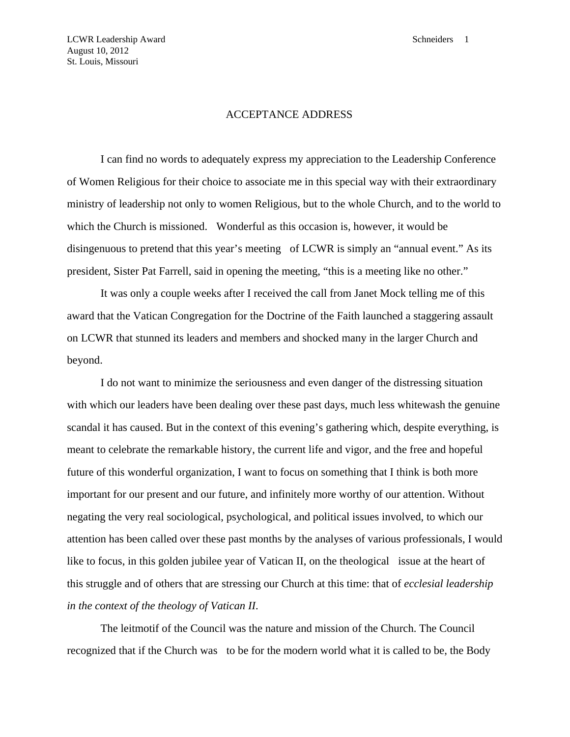LCWR Leadership Award
August 10, 2012
St. Louis, Missouri

# ACCEPTANCE ADDRESS

I can find no words to adequately express my appreciation to the Leadership Conference of Women Religious for their choice to associate me in this special way with their extraordinary ministry of leadership not only to women Religious, but to the whole Church, and to the world to which the Church is missioned. Wonderful as this occasion is, however, it would be disingenuous to pretend that this year's meeting of LCWR is simply an "annual event." As its president, Sister Pat Farrell, said in opening the meeting, "this is a meeting like no other."

It was only a couple weeks after I received the call from Janet Mock telling me of this award that the Vatican Congregation for the Doctrine of the Faith launched a staggering assault on LCWR that stunned its leaders and members and shocked many in the larger Church and beyond.

I do not want to minimize the seriousness and even danger of the distressing situation with which our leaders have been dealing over these past days, much less whitewash the genuine scandal it has caused. But in the context of this evening's gathering which, despite everything, is meant to celebrate the remarkable history, the current life and vigor, and the free and hopeful future of this wonderful organization, I want to focus on something that I think is both more important for our present and our future, and infinitely more worthy of our attention. Without negating the very real sociological, psychological, and political issues involved, to which our attention has been called over these past months by the analyses of various professionals, I would like to focus, in this golden jubilee year of Vatican II, on the theological issue at the heart of this struggle and of others that are stressing our Church at this time: that of *ecclesial leadership in the context of the theology of Vatican II*.

The leitmotif of the Council was the nature and mission of the Church. The Council recognized that if the Church was to be for the modern world what it is called to be, the Body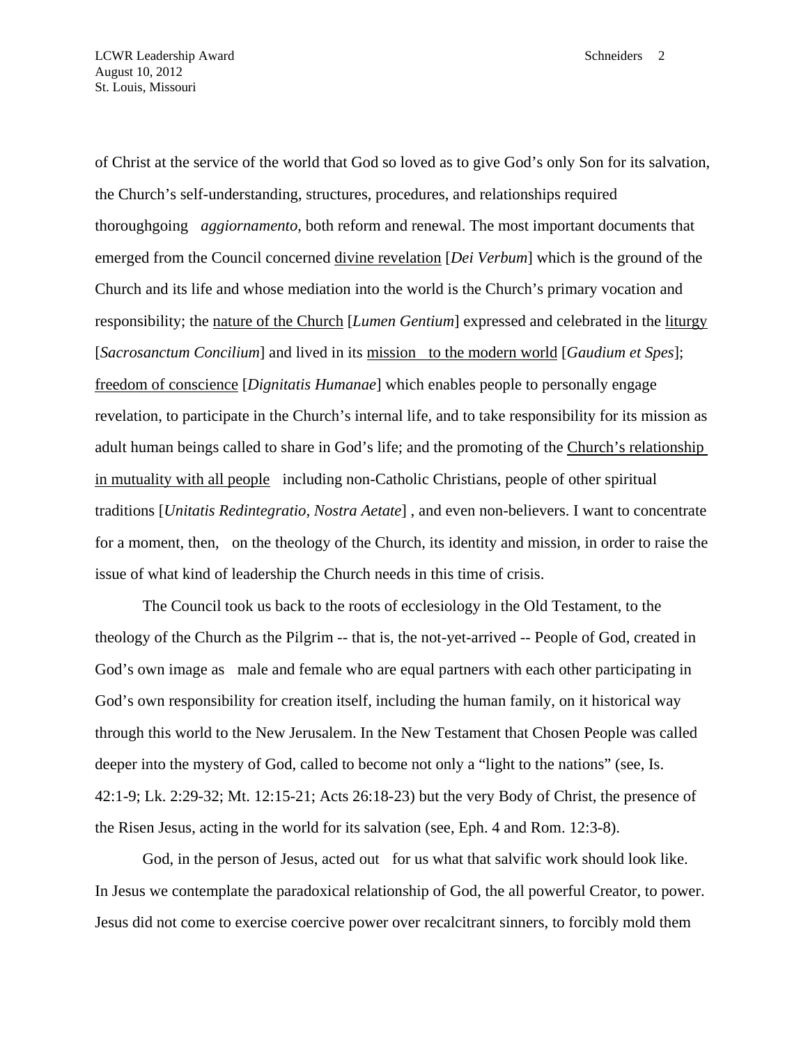of Christ at the service of the world that God so loved as to give God's only Son for its salvation, the Church's self-understanding, structures, procedures, and relationships required thoroughgoing *aggiornamento*, both reform and renewal. The most important documents that emerged from the Council concerned <u>divine revelation</u> [*Dei Verbum*] which is the ground of the Church and its life and whose mediation into the world is the Church's primary vocation and responsibility; the <u>nature of the Church</u> [*Lumen Gentium*] expressed and celebrated in the <u>liturgy</u> [*Sacrosanctum Concilium*] and lived in its <u>mission to the modern world</u> [*Gaudium et Spes*]; <u>freedom of conscience</u> [*Dignitatis Humanae*] which enables people to personally engage revelation, to participate in the Church's internal life, and to take responsibility for its mission as adult human beings called to share in God's life; and the promoting of the <u>Church's relationship in mutuality with all people</u> including non-Catholic Christians, people of other spiritual traditions [*Unitatis Redintegratio, Nostra Aetate*] , and even non-believers. I want to concentrate for a moment, then, on the theology of the Church, its identity and mission, in order to raise the issue of what kind of leadership the Church needs in this time of crisis.

The Council took us back to the roots of ecclesiology in the Old Testament, to the theology of the Church as the Pilgrim -- that is, the not-yet-arrived -- People of God, created in God's own image as male and female who are equal partners with each other participating in God's own responsibility for creation itself, including the human family, on it historical way through this world to the New Jerusalem. In the New Testament that Chosen People was called deeper into the mystery of God, called to become not only a "light to the nations" (see, Is. 42:1-9; Lk. 2:29-32; Mt. 12:15-21; Acts 26:18-23) but the very Body of Christ, the presence of the Risen Jesus, acting in the world for its salvation (see, Eph. 4 and Rom. 12:3-8).

God, in the person of Jesus, acted out for us what that salvific work should look like. In Jesus we contemplate the paradoxical relationship of God, the all powerful Creator, to power. Jesus did not come to exercise coercive power over recalcitrant sinners, to forcibly mold them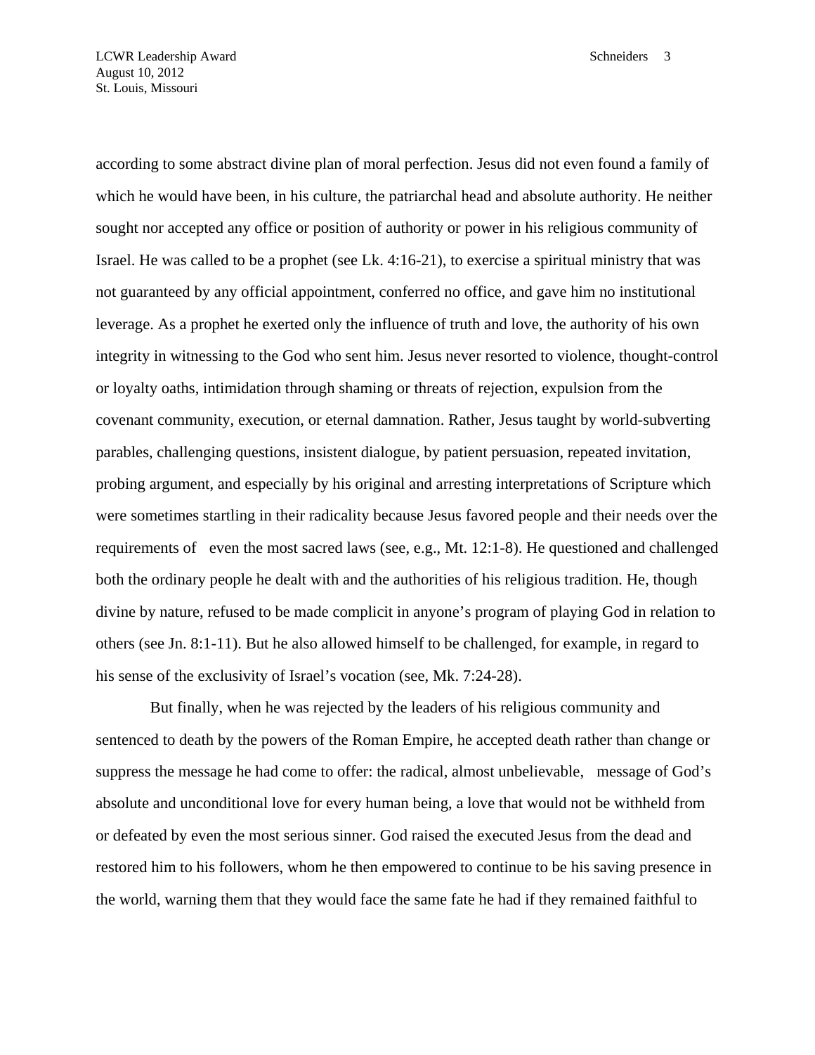according to some abstract divine plan of moral perfection. Jesus did not even found a family of which he would have been, in his culture, the patriarchal head and absolute authority. He neither sought nor accepted any office or position of authority or power in his religious community of Israel. He was called to be a prophet (see Lk. 4:16-21), to exercise a spiritual ministry that was not guaranteed by any official appointment, conferred no office, and gave him no institutional leverage. As a prophet he exerted only the influence of truth and love, the authority of his own integrity in witnessing to the God who sent him. Jesus never resorted to violence, thought-control or loyalty oaths, intimidation through shaming or threats of rejection, expulsion from the covenant community, execution, or eternal damnation. Rather, Jesus taught by world-subverting parables, challenging questions, insistent dialogue, by patient persuasion, repeated invitation, probing argument, and especially by his original and arresting interpretations of Scripture which were sometimes startling in their radicality because Jesus favored people and their needs over the requirements of even the most sacred laws (see, e.g., Mt. 12:1-8). He questioned and challenged both the ordinary people he dealt with and the authorities of his religious tradition. He, though divine by nature, refused to be made complicit in anyone's program of playing God in relation to others (see Jn. 8:1-11). But he also allowed himself to be challenged, for example, in regard to his sense of the exclusivity of Israel's vocation (see, Mk. 7:24-28).

But finally, when he was rejected by the leaders of his religious community and sentenced to death by the powers of the Roman Empire, he accepted death rather than change or suppress the message he had come to offer: the radical, almost unbelievable, message of God's absolute and unconditional love for every human being, a love that would not be withheld from or defeated by even the most serious sinner. God raised the executed Jesus from the dead and restored him to his followers, whom he then empowered to continue to be his saving presence in the world, warning them that they would face the same fate he had if they remained faithful to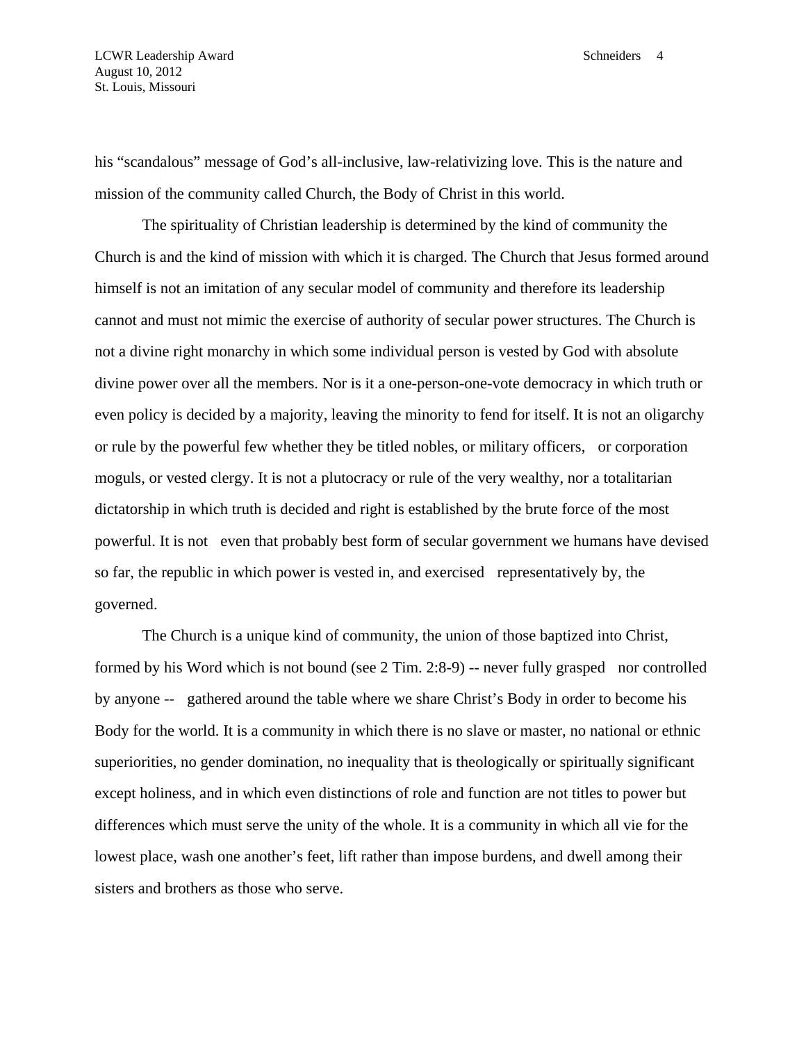his “scandalous” message of God’s all-inclusive, law-relativizing love. This is the nature and mission of the community called Church, the Body of Christ in this world.

The spirituality of Christian leadership is determined by the kind of community the Church is and the kind of mission with which it is charged. The Church that Jesus formed around himself is not an imitation of any secular model of community and therefore its leadership cannot and must not mimic the exercise of authority of secular power structures. The Church is not a divine right monarchy in which some individual person is vested by God with absolute divine power over all the members. Nor is it a one-person-one-vote democracy in which truth or even policy is decided by a majority, leaving the minority to fend for itself. It is not an oligarchy or rule by the powerful few whether they be titled nobles, or military officers, or corporation moguls, or vested clergy. It is not a plutocracy or rule of the very wealthy, nor a totalitarian dictatorship in which truth is decided and right is established by the brute force of the most powerful. It is not even that probably best form of secular government we humans have devised so far, the republic in which power is vested in, and exercised representatively by, the governed.

The Church is a unique kind of community, the union of those baptized into Christ, formed by his Word which is not bound (see 2 Tim. 2:8-9) -- never fully grasped nor controlled by anyone -- gathered around the table where we share Christ’s Body in order to become his Body for the world. It is a community in which there is no slave or master, no national or ethnic superiorities, no gender domination, no inequality that is theologically or spiritually significant except holiness, and in which even distinctions of role and function are not titles to power but differences which must serve the unity of the whole. It is a community in which all vie for the lowest place, wash one another’s feet, lift rather than impose burdens, and dwell among their sisters and brothers as those who serve.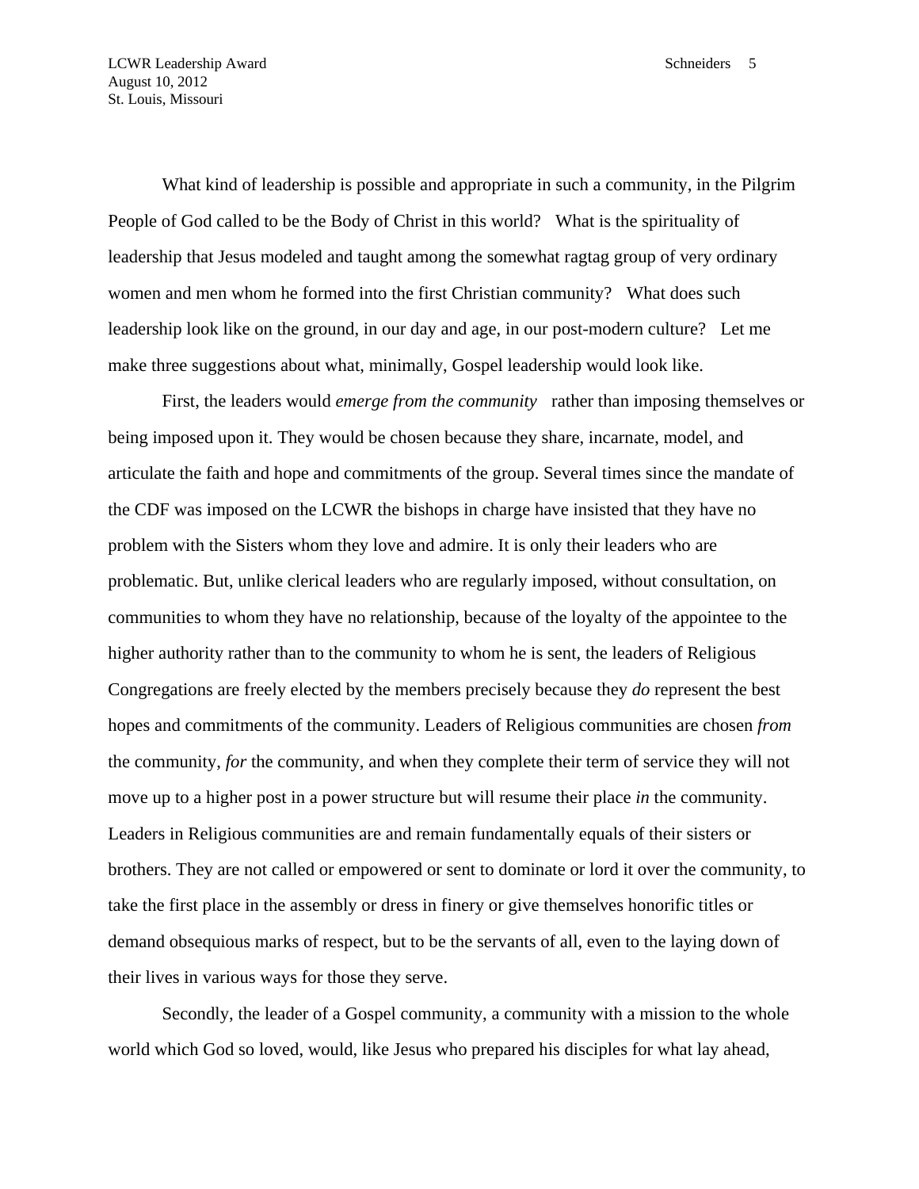What kind of leadership is possible and appropriate in such a community, in the Pilgrim People of God called to be the Body of Christ in this world? What is the spirituality of leadership that Jesus modeled and taught among the somewhat ragtag group of very ordinary women and men whom he formed into the first Christian community? What does such leadership look like on the ground, in our day and age, in our post-modern culture? Let me make three suggestions about what, minimally, Gospel leadership would look like.

First, the leaders would *emerge from the community* rather than imposing themselves or being imposed upon it. They would be chosen because they share, incarnate, model, and articulate the faith and hope and commitments of the group. Several times since the mandate of the CDF was imposed on the LCWR the bishops in charge have insisted that they have no problem with the Sisters whom they love and admire. It is only their leaders who are problematic. But, unlike clerical leaders who are regularly imposed, without consultation, on communities to whom they have no relationship, because of the loyalty of the appointee to the higher authority rather than to the community to whom he is sent, the leaders of Religious Congregations are freely elected by the members precisely because they *do* represent the best hopes and commitments of the community. Leaders of Religious communities are chosen *from* the community, *for* the community, and when they complete their term of service they will not move up to a higher post in a power structure but will resume their place *in* the community. Leaders in Religious communities are and remain fundamentally equals of their sisters or brothers. They are not called or empowered or sent to dominate or lord it over the community, to take the first place in the assembly or dress in finery or give themselves honorific titles or demand obsequious marks of respect, but to be the servants of all, even to the laying down of their lives in various ways for those they serve.

Secondly, the leader of a Gospel community, a community with a mission to the whole world which God so loved, would, like Jesus who prepared his disciples for what lay ahead,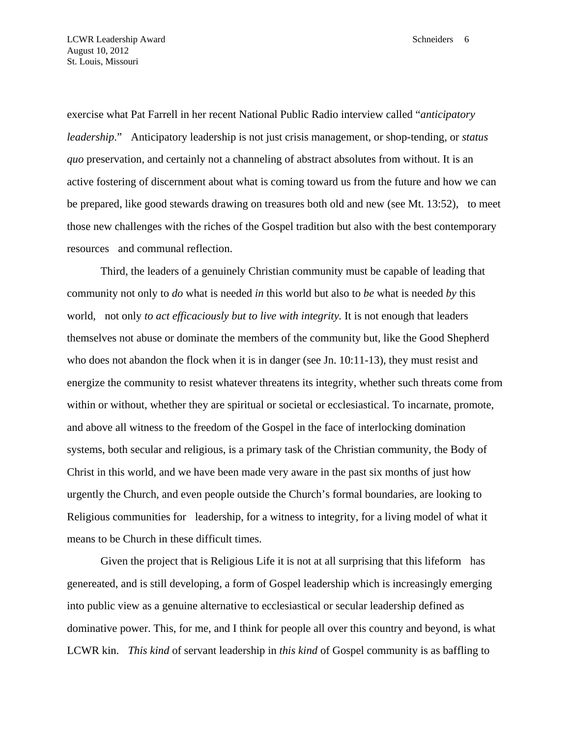exercise what Pat Farrell in her recent National Public Radio interview called "*anticipatory leadership*." Anticipatory leadership is not just crisis management, or shop-tending, or *status quo* preservation, and certainly not a channeling of abstract absolutes from without. It is an active fostering of discernment about what is coming toward us from the future and how we can be prepared, like good stewards drawing on treasures both old and new (see Mt. 13:52), to meet those new challenges with the riches of the Gospel tradition but also with the best contemporary resources and communal reflection.

Third, the leaders of a genuinely Christian community must be capable of leading that community not only to *do* what is needed *in* this world but also to *be* what is needed *by* this world, not only *to act efficaciously but to live with integrity.* It is not enough that leaders themselves not abuse or dominate the members of the community but, like the Good Shepherd who does not abandon the flock when it is in danger (see Jn. 10:11-13), they must resist and energize the community to resist whatever threatens its integrity, whether such threats come from within or without, whether they are spiritual or societal or ecclesiastical. To incarnate, promote, and above all witness to the freedom of the Gospel in the face of interlocking domination systems, both secular and religious, is a primary task of the Christian community, the Body of Christ in this world, and we have been made very aware in the past six months of just how urgently the Church, and even people outside the Church's formal boundaries, are looking to Religious communities for leadership, for a witness to integrity, for a living model of what it means to be Church in these difficult times.

Given the project that is Religious Life it is not at all surprising that this lifeform has genereated, and is still developing, a form of Gospel leadership which is increasingly emerging into public view as a genuine alternative to ecclesiastical or secular leadership defined as dominative power. This, for me, and I think for people all over this country and beyond, is what LCWR kin. *This kind* of servant leadership in *this kind* of Gospel community is as baffling to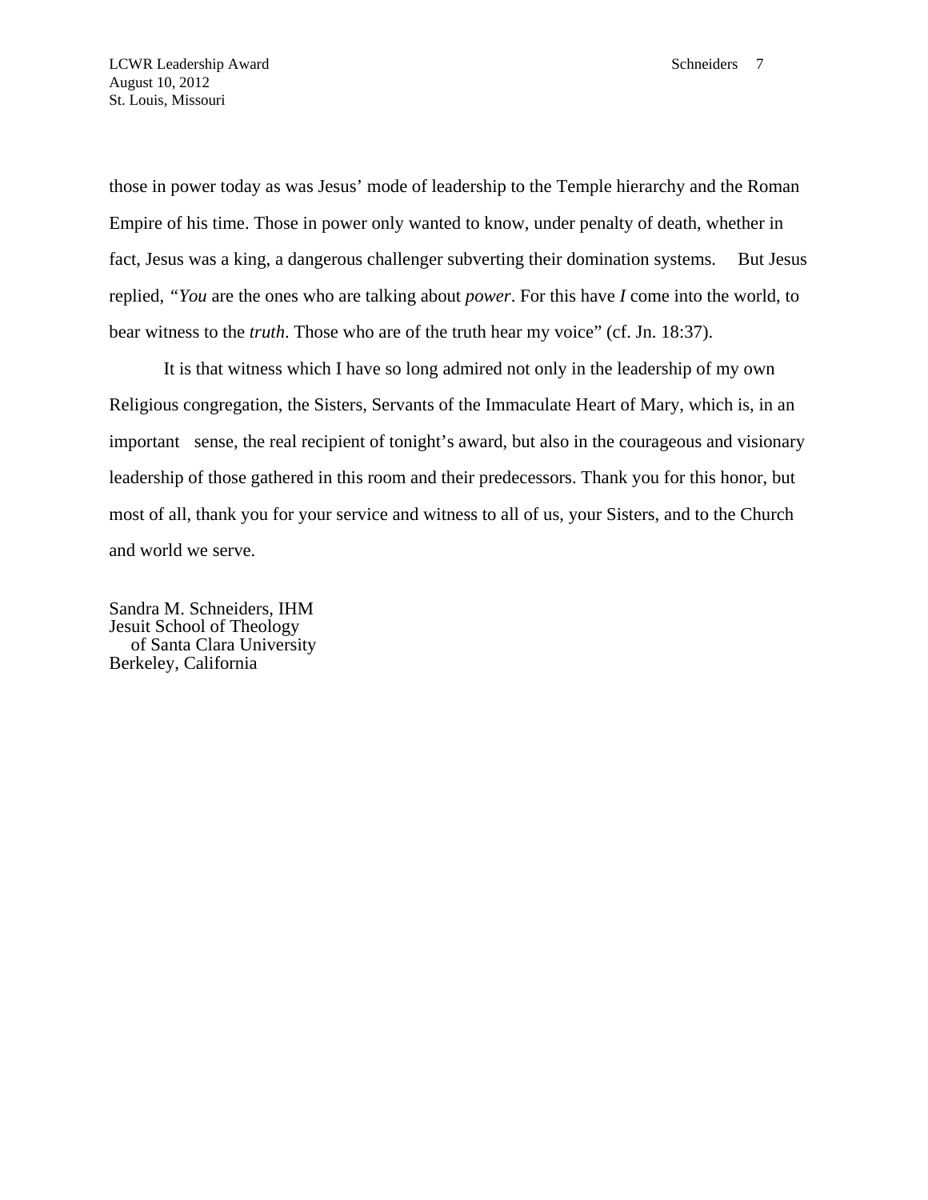those in power today as was Jesus' mode of leadership to the Temple hierarchy and the Roman Empire of his time. Those in power only wanted to know, under penalty of death, whether in fact, Jesus was a king, a dangerous challenger subverting their domination systems. But Jesus replied, "*You* are the ones who are talking about *power*. For this have *I* come into the world, to bear witness to the *truth*. Those who are of the truth hear my voice" (cf. Jn. 18:37).

It is that witness which I have so long admired not only in the leadership of my own Religious congregation, the Sisters, Servants of the Immaculate Heart of Mary, which is, in an important sense, the real recipient of tonight's award, but also in the courageous and visionary leadership of those gathered in this room and their predecessors. Thank you for this honor, but most of all, thank you for your service and witness to all of us, your Sisters, and to the Church and world we serve.

Sandra M. Schneiders, IHM
Jesuit School of Theology
of Santa Clara University
Berkeley, California